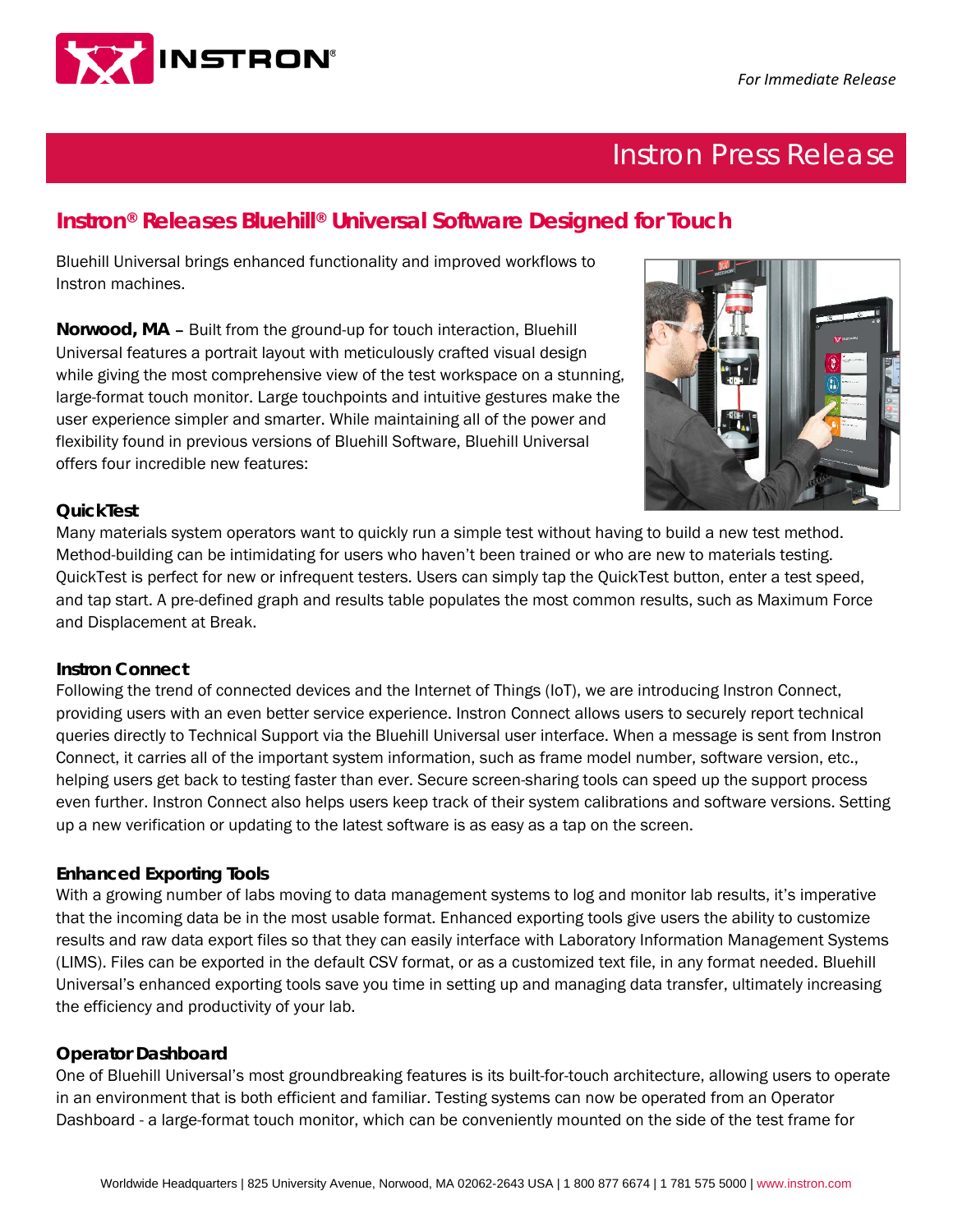*For Immediate Release*

# Instron Press Release

## Instron® Releases Bluehill® Universal Software Designed for Touch

Bluehill Universal brings enhanced functionality and improved workflows to Instron machines.

**Norwood, MA** – Built from the ground-up for touch interaction, Bluehill Universal features a portrait layout with meticulously crafted visual design while giving the most comprehensive view of the test workspace on a stunning, large-format touch monitor. Large touchpoints and intuitive gestures make the user experience simpler and smarter. While maintaining all of the power and flexibility found in previous versions of Bluehill Software, Bluehill Universal offers four incredible new features:

### QuickTest

Many materials system operators want to quickly run a simple test without having to build a new test method. Method-building can be intimidating for users who haven't been trained or who are new to materials testing. QuickTest is perfect for new or infrequent testers. Users can simply tap the QuickTest button, enter a test speed, and tap start. A pre-defined graph and results table populates the most common results, such as Maximum Force and Displacement at Break.

### Instron Connect

Following the trend of connected devices and the Internet of Things (IoT), we are introducing Instron Connect, providing users with an even better service experience. Instron Connect allows users to securely report technical queries directly to Technical Support via the Bluehill Universal user interface. When a message is sent from Instron Connect, it carries all of the important system information, such as frame model number, software version, etc., helping users get back to testing faster than ever. Secure screen-sharing tools can speed up the support process even further. Instron Connect also helps users keep track of their system calibrations and software versions. Setting up a new verification or updating to the latest software is as easy as a tap on the screen.

### Enhanced Exporting Tools

With a growing number of labs moving to data management systems to log and monitor lab results, it's imperative that the incoming data be in the most usable format. Enhanced exporting tools give users the ability to customize results and raw data export files so that they can easily interface with Laboratory Information Management Systems (LIMS). Files can be exported in the default CSV format, or as a customized text file, in any format needed. Bluehill Universal's enhanced exporting tools save you time in setting up and managing data transfer, ultimately increasing the efficiency and productivity of your lab.

### Operator Dashboard

One of Bluehill Universal's most groundbreaking features is its built-for-touch architecture, allowing users to operate in an environment that is both efficient and familiar. Testing systems can now be operated from an Operator Dashboard - a large-format touch monitor, which can be conveniently mounted on the side of the test frame for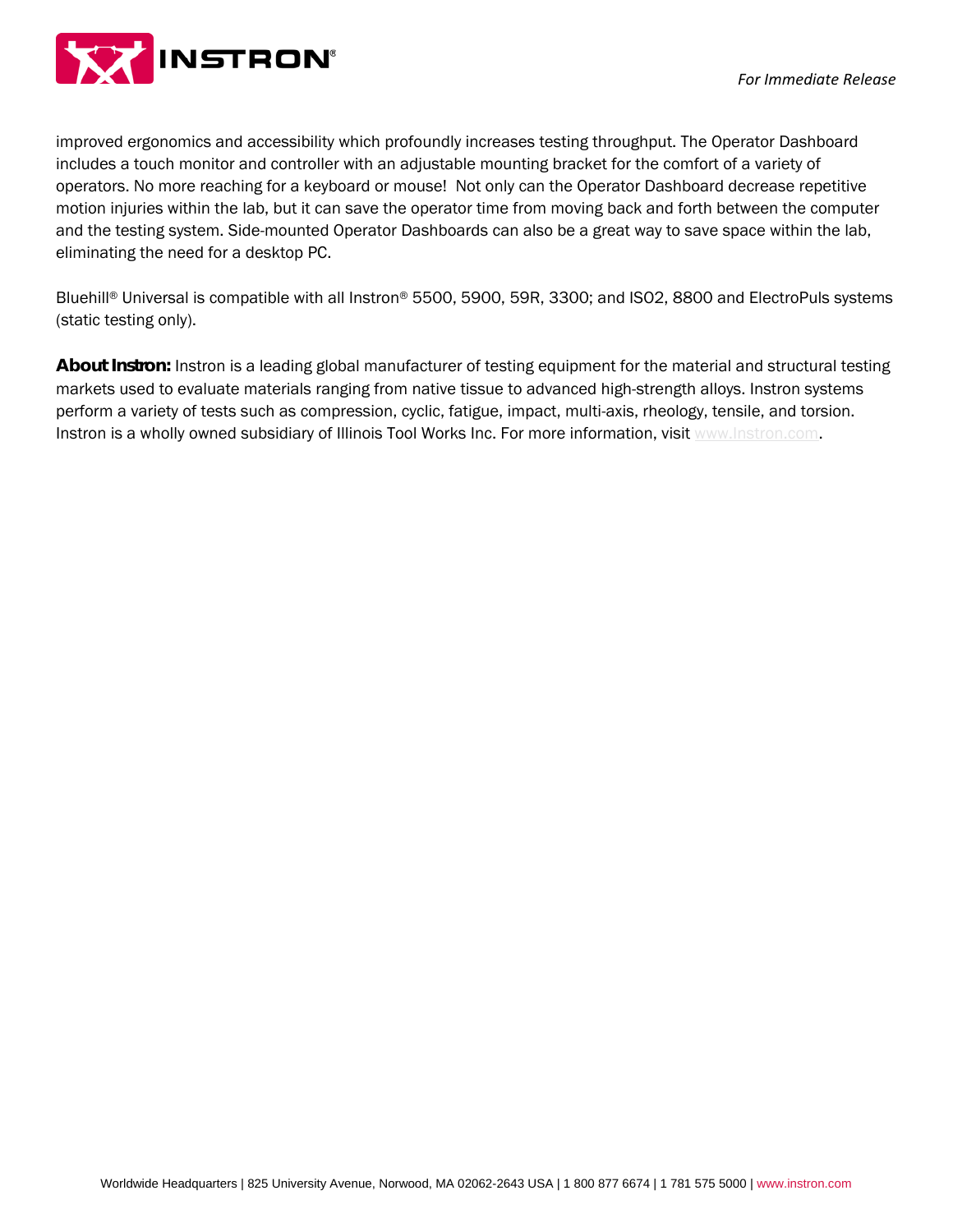improved ergonomics and accessibility which profoundly increases testing throughput. The Operator Dashboard includes a touch monitor and controller with an adjustable mounting bracket for the comfort of a variety of operators. No more reaching for a keyboard or mouse!  Not only can the Operator Dashboard decrease repetitive motion injuries within the lab, but it can save the operator time from moving back and forth between the computer and the testing system. Side-mounted Operator Dashboards can also be a great way to save space within the lab, eliminating the need for a desktop PC.

Bluehill® Universal is compatible with all Instron® 5500, 5900, 59R, 3300; and ISO2, 8800 and ElectroPuls systems (static testing only).

**About Instron:** Instron is a leading global manufacturer of testing equipment for the material and structural testing markets used to evaluate materials ranging from native tissue to advanced high-strength alloys. Instron systems perform a variety of tests such as compression, cyclic, fatigue, impact, multi-axis, rheology, tensile, and torsion. Instron is a wholly owned subsidiary of Illinois Tool Works Inc. For more information, visit www.Instron.com.